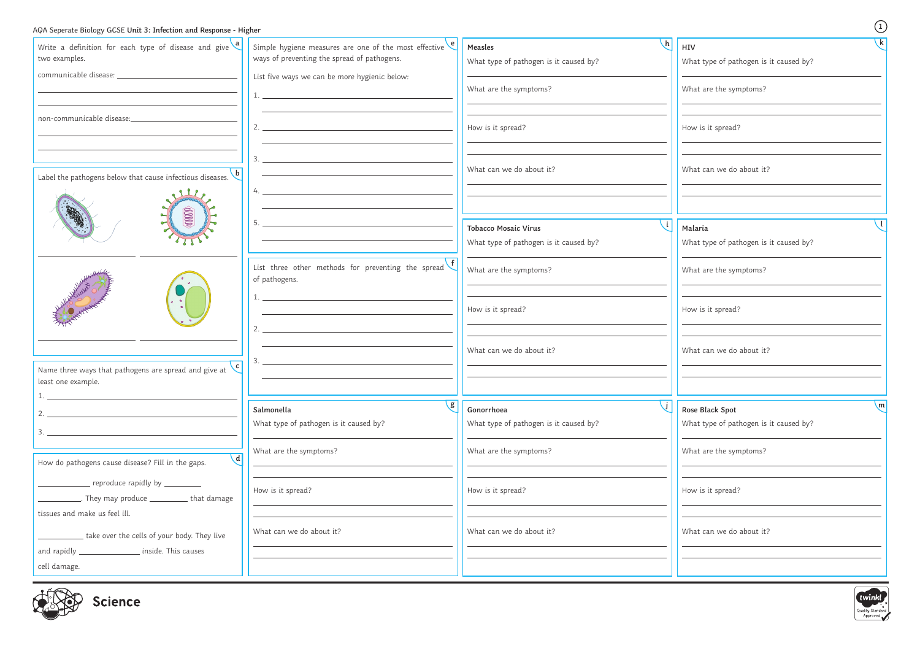AQA Seperate Biology GCSE **Unit 3: Infection and Response - Higher**

## a

Write a definition for each type of disease and give two examples.

communicable disease: ______________________

______________________

______________________

non-communicable disease: ______________________

______________________

______________________

## b

Label the pathogens below that cause infectious diseases.

______________________ ______________________

______________________ ______________________

## c

Name three ways that pathogens are spread and give at least one example.

1. ______________________
2. ______________________
3. ______________________

## d

How do pathogens cause disease? Fill in the gaps.

__________ reproduce rapidly by __________ __________. They may produce __________ that damage tissues and make us feel ill.

__________ take over the cells of your body. They live and rapidly __________ inside. This causes cell damage.

## e

Simple hygiene measures are one of the most effective ways of preventing the spread of pathogens.

List five ways we can be more hygienic below:

1. ______________________
2. ______________________
3. ______________________
4. ______________________
5. ______________________

## f

List three other methods for preventing the spread of pathogens.

1. ______________________
2. ______________________
3. ______________________

## g

**Salmonella**

What type of pathogen is it caused by?

What are the symptoms?

How is it spread?

What can we do about it?

## h

**Measles**

What type of pathogen is it caused by?

What are the symptoms?

How is it spread?

What can we do about it?

## i

**Tobacco Mosaic Virus**

What type of pathogen is it caused by?

What are the symptoms?

How is it spread?

What can we do about it?

## j

**Gonorrhoea**

What type of pathogen is it caused by?

What are the symptoms?

How is it spread?

What can we do about it?

## k

**HIV**

What type of pathogen is it caused by?

What are the symptoms?

How is it spread?

What can we do about it?

## l

**Malaria**

What type of pathogen is it caused by?

What are the symptoms?

How is it spread?

What can we do about it?

## m

**Rose Black Spot**

What type of pathogen is it caused by?

What are the symptoms?

How is it spread?

What can we do about it?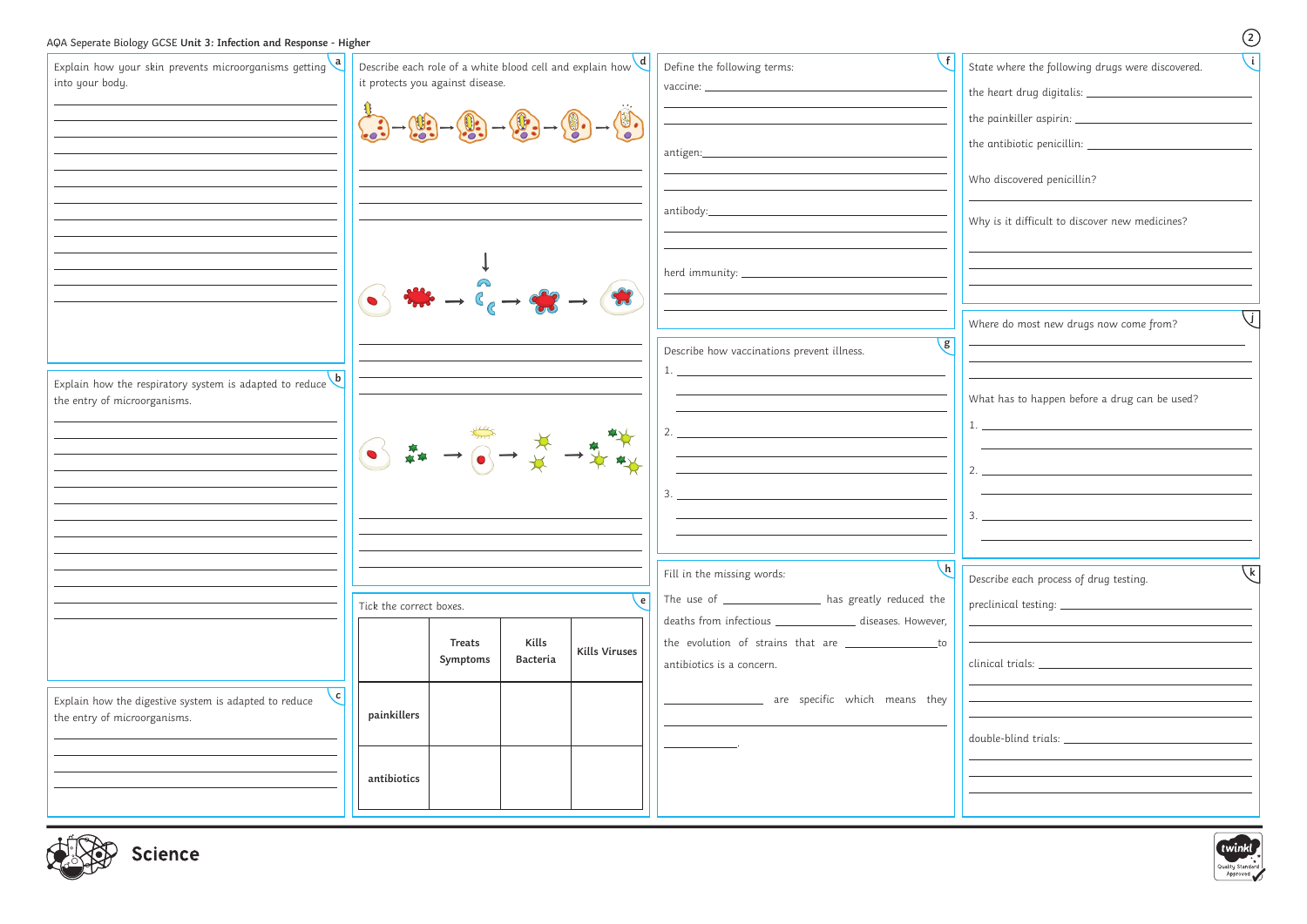AQA Seperate Biology GCSE **Unit 3: Infection and Response - Higher**

## a

Explain how your skin prevents microorganisms getting into your body.

## b

Explain how the respiratory system is adapted to reduce the entry of microorganisms.

## c

Explain how the digestive system is adapted to reduce the entry of microorganisms.

## d

Describe each role of a white blood cell and explain how it protects you against disease.

## e

Tick the correct boxes.

| | Treats Symptoms | Kills Bacteria | Kills Viruses |
|---|---|---|---|
| **painkillers** | | | |
| **antibiotics** | | | |

## f

Define the following terms:

vaccine:

antigen:

antibody:

herd immunity:

## g

Describe how vaccinations prevent illness.

1.

2.

3.

## h

Fill in the missing words:

The use of ____________ has greatly reduced the deaths from infectious ____________ diseases. However, the evolution of strains that are ____________ to antibiotics is a concern.

____________ are specific which means they ____________ ____________.

## i

State where the following drugs were discovered.

the heart drug digitalis:

the painkiller aspirin:

the antibiotic penicillin:

Who discovered penicillin?

Why is it difficult to discover new medicines?

## j

Where do most new drugs now come from?

What has to happen before a drug can be used?

1.

2.

3.

## k

Describe each process of drug testing.

preclinical testing:

clinical trials:

double-blind trials:

Science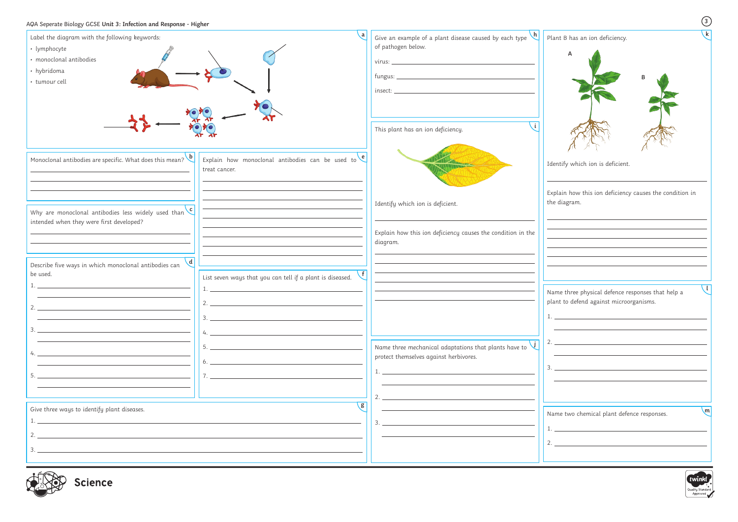AQA Seperate Biology GCSE **Unit 3: Infection and Response - Higher**

**a**

Label the diagram with the following keywords:

- lymphocyte
- monoclonal antibodies
- hybridoma
- tumour cell

**b**

Monoclonal antibodies are specific. What does this mean?

**c**

Why are monoclonal antibodies less widely used than intended when they were first developed?

**d**

Describe five ways in which monoclonal antibodies can be used.

1.
2.
3.
4.
5.

**e**

Explain how monoclonal antibodies can be used to treat cancer.

**f**

List seven ways that you can tell if a plant is diseased.

1.
2.
3.
4.
5.
6.
7.

**g**

Give three ways to identify plant diseases.

1.
2.
3.

**h**

Give an example of a plant disease caused by each type of pathogen below.

virus:

fungus:

insect:

**i**

This plant has an ion deficiency.

Identify which ion is deficient.

Explain how this ion deficiency causes the condition in the diagram.

**j**

Name three mechanical adaptations that plants have to protect themselves against herbivores.

1.
2.
3.

**k**

Plant B has an ion deficiency.

A

B

Identify which ion is deficient.

Explain how this ion deficiency causes the condition in the diagram.

**l**

Name three physical defence responses that help a plant to defend against microorganisms.

1.
2.
3.

**m**

Name two chemical plant defence responses.

1.
2.

Science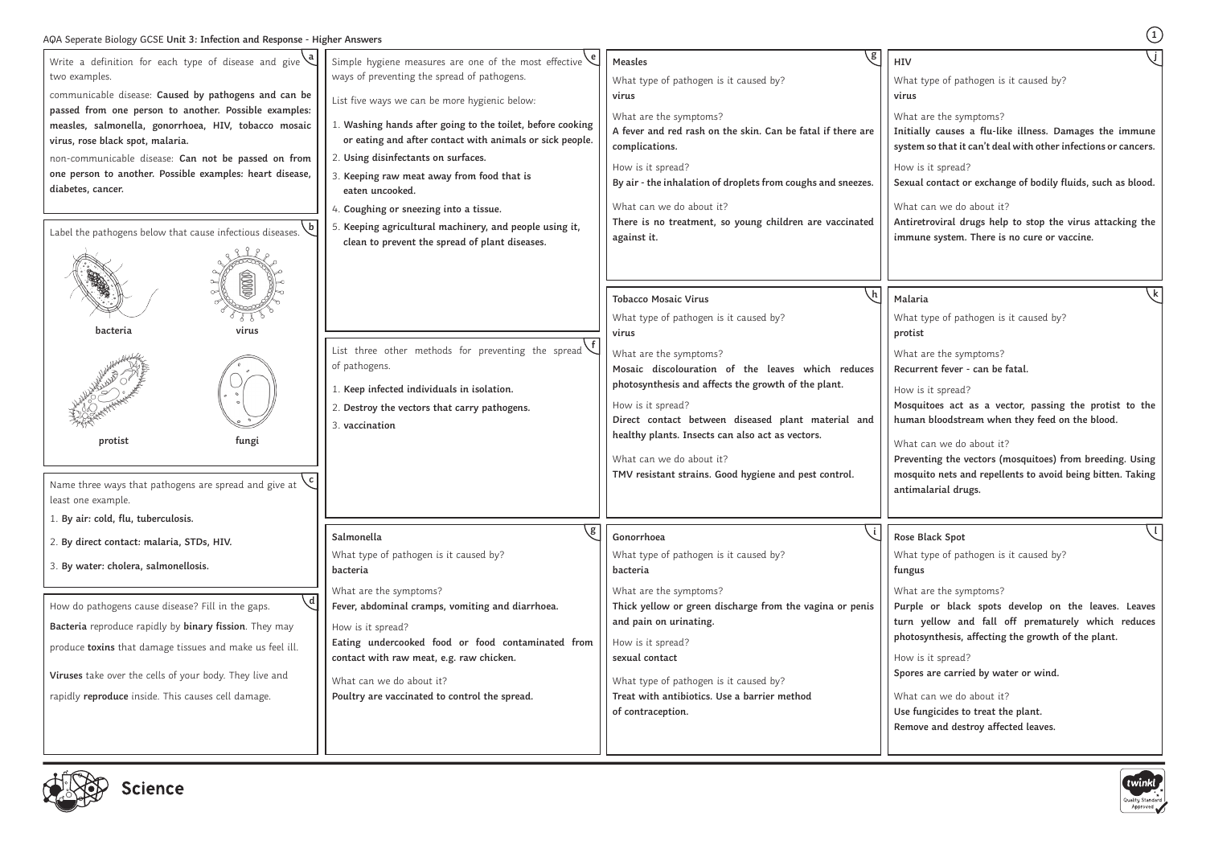AQA Seperate Biology GCSE **Unit 3: Infection and Response - Higher Answers**

## a

Write a definition for each type of disease and give two examples.

communicable disease: **Caused by pathogens and can be passed from one person to another. Possible examples: measles, salmonella, gonorrhoea, HIV, tobacco mosaic virus, rose black spot, malaria.**

non-communicable disease: **Can not be passed on from one person to another. Possible examples: heart disease, diabetes, cancer.**

## b

Label the pathogens below that cause infectious diseases.

**bacteria** — **virus**

**protist** — **fungi**

## c

Name three ways that pathogens are spread and give at least one example.

1. **By air: cold, flu, tuberculosis.**
2. **By direct contact: malaria, STDs, HIV.**
3. **By water: cholera, salmonellosis.**

## d

How do pathogens cause disease? Fill in the gaps.

**Bacteria** reproduce rapidly by **binary fission**. They may produce **toxins** that damage tissues and make us feel ill.

**Viruses** take over the cells of your body. They live and rapidly **reproduce** inside. This causes cell damage.

## e

Simple hygiene measures are one of the most effective ways of preventing the spread of pathogens.

List five ways we can be more hygienic below:

1. **Washing hands after going to the toilet, before cooking or eating and after contact with animals or sick people.**
2. **Using disinfectants on surfaces.**
3. **Keeping raw meat away from food that is eaten uncooked.**
4. **Coughing or sneezing into a tissue.**
5. **Keeping agricultural machinery, and people using it, clean to prevent the spread of plant diseases.**

## f

List three other methods for preventing the spread of pathogens.

1. **Keep infected individuals in isolation.**
2. **Destroy the vectors that carry pathogens.**
3. **vaccination**

## g

**Measles**

What type of pathogen is it caused by?
**virus**

What are the symptoms?
**A fever and red rash on the skin. Can be fatal if there are complications.**

How is it spread?
**By air - the inhalation of droplets from coughs and sneezes.**

What can we do about it?
**There is no treatment, so young children are vaccinated against it.**

## g

**Salmonella**

What type of pathogen is it caused by?
**bacteria**

What are the symptoms?
**Fever, abdominal cramps, vomiting and diarrhoea.**

How is it spread?
**Eating undercooked food or food contaminated from contact with raw meat, e.g. raw chicken.**

What can we do about it?
**Poultry are vaccinated to control the spread.**

## h

**Tobacco Mosaic Virus**

What type of pathogen is it caused by?
**virus**

What are the symptoms?
**Mosaic discolouration of the leaves which reduces photosynthesis and affects the growth of the plant.**

How is it spread?
**Direct contact between diseased plant material and healthy plants. Insects can also act as vectors.**

What can we do about it?
**TMV resistant strains. Good hygiene and pest control.**

## i

**Gonorrhoea**

What type of pathogen is it caused by?
**bacteria**

What are the symptoms?
**Thick yellow or green discharge from the vagina or penis and pain on urinating.**

How is it spread?
**sexual contact**

What type of pathogen is it caused by?
**Treat with antibiotics. Use a barrier method of contraception.**

## j

**HIV**

What type of pathogen is it caused by?
**virus**

What are the symptoms?
**Initially causes a flu-like illness. Damages the immune system so that it can't deal with other infections or cancers.**

How is it spread?
**Sexual contact or exchange of bodily fluids, such as blood.**

What can we do about it?
**Antiretroviral drugs help to stop the virus attacking the immune system. There is no cure or vaccine.**

## k

**Malaria**

What type of pathogen is it caused by?
**protist**

What are the symptoms?
**Recurrent fever - can be fatal.**

How is it spread?
**Mosquitoes act as a vector, passing the protist to the human bloodstream when they feed on the blood.**

What can we do about it?
**Preventing the vectors (mosquitoes) from breeding. Using mosquito nets and repellents to avoid being bitten. Taking antimalarial drugs.**

## l

**Rose Black Spot**

What type of pathogen is it caused by?
**fungus**

What are the symptoms?
**Purple or black spots develop on the leaves. Leaves turn yellow and fall off prematurely which reduces photosynthesis, affecting the growth of the plant.**

How is it spread?
**Spores are carried by water or wind.**

What can we do about it?
**Use fungicides to treat the plant. Remove and destroy affected leaves.**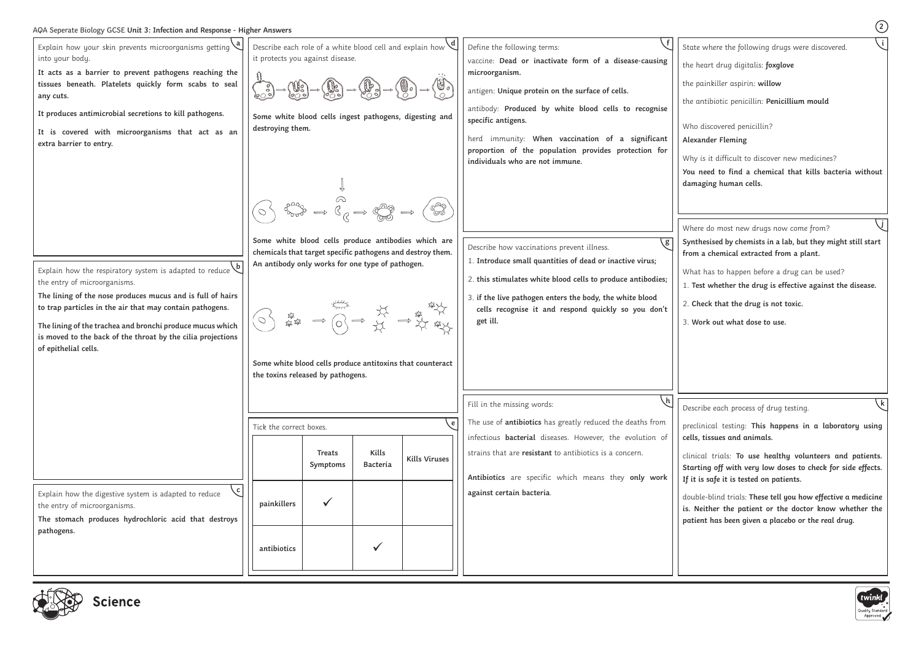AQA Seperate Biology GCSE **Unit 3: Infection and Response - Higher Answers**

**a** Explain how your skin prevents microorganisms getting into your body.

**It acts as a barrier to prevent pathogens reaching the tissues beneath. Platelets quickly form scabs to seal any cuts.**

**It produces antimicrobial secretions to kill pathogens.**

**It is covered with microorganisms that act as an extra barrier to entry.**

**b** Explain how the respiratory system is adapted to reduce the entry of microorganisms.

**The lining of the nose produces mucus and is full of hairs to trap particles in the air that may contain pathogens.**

**The lining of the trachea and bronchi produce mucus which is moved to the back of the throat by the cilia projections of epithelial cells.**

**c** Explain how the digestive system is adapted to reduce the entry of microorganisms.

**The stomach produces hydrochloric acid that destroys pathogens.**

**d** Describe each role of a white blood cell and explain how it protects you against disease.

**Some white blood cells ingest pathogens, digesting and destroying them.**

**Some white blood cells produce antibodies which are chemicals that target specific pathogens and destroy them. An antibody only works for one type of pathogen.**

**Some white blood cells produce antitoxins that counteract the toxins released by pathogens.**

**e** Tick the correct boxes.

| | Treats Symptoms | Kills Bacteria | Kills Viruses |
|---|---|---|---|
| painkillers | ✓ | | |
| antibiotics | | ✓ | |

**f** Define the following terms:

vaccine: **Dead or inactivate form of a disease-causing microorganism.**

antigen: **Unique protein on the surface of cells.**

antibody: **Produced by white blood cells to recognise specific antigens.**

herd immunity: **When vaccination of a significant proportion of the population provides protection for individuals who are not immune.**

**g** Describe how vaccinations prevent illness.

1. **Introduce small quantities of dead or inactive virus;**
2. **this stimulates white blood cells to produce antibodies;**
3. **if the live pathogen enters the body, the white blood cells recognise it and respond quickly so you don't get ill.**

**h** Fill in the missing words:

The use of **antibiotics** has greatly reduced the deaths from infectious **bacterial** diseases. However, the evolution of strains that are **resistant** to antibiotics is a concern.

**Antibiotics** are specific which means they **only work against certain bacteria**.

**i** State where the following drugs were discovered.

the heart drug digitalis: ***foxglove***

the painkiller aspirin: **willow**

the antibiotic penicillin: **Penicillium mould**

Who discovered penicillin?

**Alexander Fleming**

Why is it difficult to discover new medicines?

**You need to find a chemical that kills bacteria without damaging human cells.**

**j** Where do most new drugs now come from?

**Synthesised by chemists in a lab, but they might still start from a chemical extracted from a plant.**

What has to happen before a drug can be used?

1. **Test whether the drug is effective against the disease.**
2. **Check that the drug is not toxic.**
3. **Work out what dose to use.**

**k** Describe each process of drug testing.

preclinical testing: **This happens in a laboratory using cells, tissues and animals.**

clinical trials: **To use healthy volunteers and patients. Starting off with very low doses to check for side effects. If it is safe it is tested on patients.**

double-blind trials: **These tell you how effective a medicine is. Neither the patient or the doctor know whether the patient has been given a placebo or the real drug.**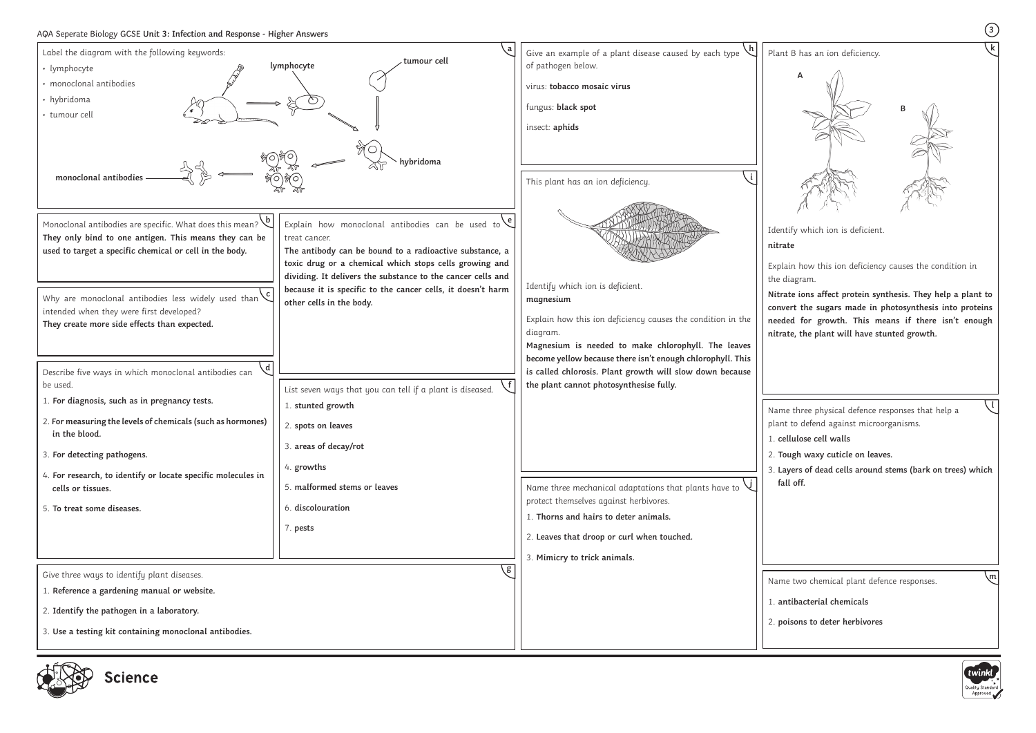# AQA Seperate Biology GCSE Unit 3: Infection and Response - Higher Answers

**a**

Label the diagram with the following keywords:

- lymphocyte
- monoclonal antibodies
- hybridoma
- tumour cell

lymphocyte

tumour cell

hybridoma

monoclonal antibodies

**b**

Monoclonal antibodies are specific. What does this mean?

**They only bind to one antigen. This means they can be used to target a specific chemical or cell in the body.**

**c**

Why are monoclonal antibodies less widely used than intended when they were first developed?

**They create more side effects than expected.**

**d**

Describe five ways in which monoclonal antibodies can be used.

1. **For diagnosis, such as in pregnancy tests.**
2. **For measuring the levels of chemicals (such as hormones) in the blood.**
3. **For detecting pathogens.**
4. **For research, to identify or locate specific molecules in cells or tissues.**
5. **To treat some diseases.**

**e**

Explain how monoclonal antibodies can be used to treat cancer.

**The antibody can be bound to a radioactive substance, a toxic drug or a chemical which stops cells growing and dividing. It delivers the substance to the cancer cells and because it is specific to the cancer cells, it doesn't harm other cells in the body.**

**f**

List seven ways that you can tell if a plant is diseased.

1. **stunted growth**
2. **spots on leaves**
3. **areas of decay/rot**
4. **growths**
5. **malformed stems or leaves**
6. **discolouration**
7. **pests**

**g**

Give three ways to identify plant diseases.

1. **Reference a gardening manual or website.**
2. **Identify the pathogen in a laboratory.**
3. **Use a testing kit containing monoclonal antibodies.**

**h**

Give an example of a plant disease caused by each type of pathogen below.

virus: **tobacco mosaic virus**

fungus: **black spot**

insect: **aphids**

**i**

This plant has an ion deficiency.

Identify which ion is deficient.

**magnesium**

Explain how this ion deficiency causes the condition in the diagram.

**Magnesium is needed to make chlorophyll. The leaves become yellow because there isn't enough chlorophyll. This is called chlorosis. Plant growth will slow down because the plant cannot photosynthesise fully.**

**j**

Name three mechanical adaptations that plants have to protect themselves against herbivores.

1. **Thorns and hairs to deter animals.**
2. **Leaves that droop or curl when touched.**
3. **Mimicry to trick animals.**

**k**

Plant B has an ion deficiency.

A

B

Identify which ion is deficient.

**nitrate**

Explain how this ion deficiency causes the condition in the diagram.

**Nitrate ions affect protein synthesis. They help a plant to convert the sugars made in photosynthesis into proteins needed for growth. This means if there isn't enough nitrate, the plant will have stunted growth.**

**l**

Name three physical defence responses that help a plant to defend against microorganisms.

1. **cellulose cell walls**
2. **Tough waxy cuticle on leaves.**
3. **Layers of dead cells around stems (bark on trees) which fall off.**

**m**

Name two chemical plant defence responses.

1. **antibacterial chemicals**
2. **poisons to deter herbivores**